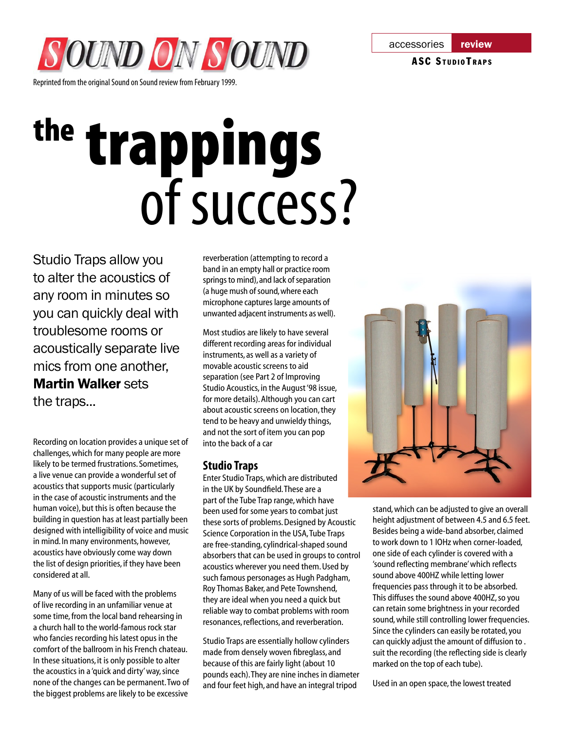# SOUND ON SOUND

accessories **review**

**ASC StudioTraps**

Reprinted from the original Sound on Sound review from February 1999.

# the trappings of success?

Studio Traps allow you to alter the acoustics of any room in minutes so you can quickly deal with troublesome rooms or acoustically separate live mics from one another, **Martin Walker** sets the traps...

Recording on location provides a unique set of challenges, which for many people are more likely to be termed frustrations. Sometimes, a live venue can provide a wonderful set of acoustics that supports music (particularly in the case of acoustic instruments and the human voice), but this is often because the building in question has at least partially been designed with intelligibility of voice and music in mind. In many environments, however, acoustics have obviously come way down the list of design priorities, if they have been considered at all.

Many of us will be faced with the problems of live recording in an unfamiliar venue at some time, from the local band rehearsing in a church hall to the world-famous rock star who fancies recording his latest opus in the comfort of the ballroom in his French chateau. In these situations, it is only possible to alter the acoustics in a 'quick and dirty' way, since none of the changes can be permanent. Two of the biggest problems are likely to be excessive reverberation (attempting to record a band in an empty hall or practice room springs to mind), and lack of separation (a huge mush of sound, where each microphone captures large amounts of unwanted adjacent instruments as well).

Most studios are likely to have several different recording areas for individual instruments, as well as a variety of movable acoustic screens to aid separation (see Part 2 of Improving Studio Acoustics, in the August '98 issue, for more details). Although you can cart about acoustic screens on location, they tend to be heavy and unwieldy things, and not the sort of item you can pop into the back of a car

## Studio Traps

Enter Studio Traps, which are distributed in the UK by Soundfield. These are a part of the Tube Trap range, which have been used for some years to combat just these sorts of problems. Designed by Acoustic Science Corporation in the USA, Tube Traps are free-standing, cylindrical-shaped sound absorbers that can be used in groups to control acoustics wherever you need them. Used by such famous personages as Hugh Padgham, Roy Thomas Baker, and Pete Townshend, they are ideal when you need a quick but reliable way to combat problems with room resonances, reflections, and reverberation.

Studio Traps are essentially hollow cylinders made from densely woven fibreglass, and because of this are fairly light (about 10 pounds each). They are nine inches in diameter and four feet high, and have an integral tripod stand, which can be adjusted to give an overall height adjustment of between 4.5 and 6.5 feet. Besides being a wide-band absorber, claimed to work down to 1 lOHz when corner-loaded, one side of each cylinder is covered with a 'sound reflecting membrane' which reflects sound above 400HZ while letting lower frequencies pass through it to be absorbed. This diffuses the sound above 400HZ, so you can retain some brightness in your recorded sound, while still controlling lower frequencies. Since the cylinders can easily be rotated, you can quickly adjust the amount of diffusion to . suit the recording (the reflecting side is clearly marked on the top of each tube).

Used in an open space, the lowest treated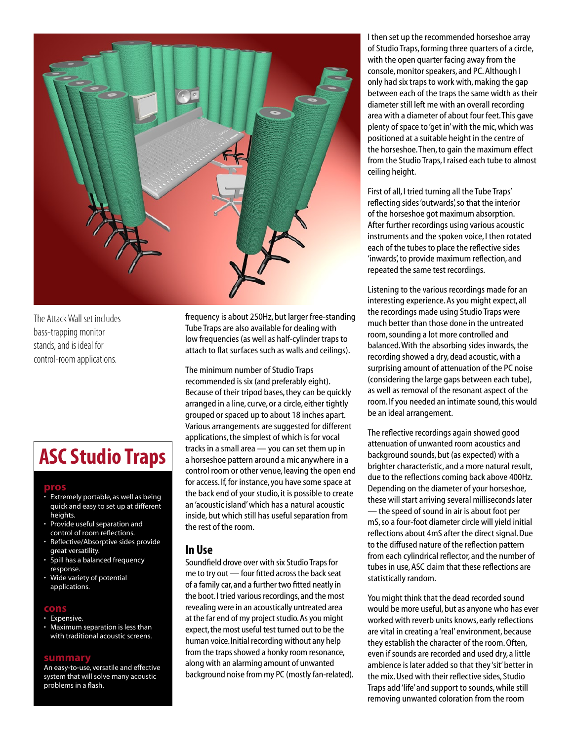The Attack Wall set includes bass-trapping monitor stands, and is ideal for control-room applications.

frequency is about 250Hz, but larger free-standing Tube Traps are also available for dealing with low frequencies (as well as half-cylinder traps to attach to flat surfaces such as walls and ceilings).

The minimum number of Studio Traps recommended is six (and preferably eight). Because of their tripod bases, they can be quickly arranged in a line, curve, or a circle, either tightly grouped or spaced up to about 18 inches apart. Various arrangements are suggested for different applications, the simplest of which is for vocal tracks in a small area — you can set them up in a horseshoe pattern around a mic anywhere in a control room or other venue, leaving the open end for access. If, for instance, you have some space at the back end of your studio, it is possible to create an 'acoustic island' which has a natural acoustic inside, but which still has useful separation from the rest of the room.

## In Use

Soundfield drove over with six Studio Traps for me to try out — four fitted across the back seat of a family car, and a further two fitted neatly in the boot. I tried various recordings, and the most revealing were in an acoustically untreated area at the far end of my project studio. As you might expect, the most useful test turned out to be the human voice. Initial recording without any help from the traps showed a honky room resonance, along with an alarming amount of unwanted background noise from my PC (mostly fan-related).

I then set up the recommended horseshoe array of Studio Traps, forming three quarters of a circle, with the open quarter facing away from the console, monitor speakers, and PC. Although I only had six traps to work with, making the gap between each of the traps the same width as their diameter still left me with an overall recording area with a diameter of about four feet. This gave plenty of space to 'get in' with the mic, which was positioned at a suitable height in the centre of the horseshoe. Then, to gain the maximum effect from the Studio Traps, I raised each tube to almost ceiling height.

First of all, I tried turning all the Tube Traps' reflecting sides 'outwards', so that the interior of the horseshoe got maximum absorption. After further recordings using various acoustic instruments and the spoken voice, I then rotated each of the tubes to place the reflective sides 'inwards', to provide maximum reflection, and repeated the same test recordings.

Listening to the various recordings made for an interesting experience. As you might expect, all the recordings made using Studio Traps were much better than those done in the untreated room, sounding a lot more controlled and balanced. With the absorbing sides inwards, the recording showed a dry, dead acoustic, with a surprising amount of attenuation of the PC noise (considering the large gaps between each tube), as well as removal of the resonant aspect of the room. If you needed an intimate sound, this would be an ideal arrangement.

The reflective recordings again showed good attenuation of unwanted room acoustics and background sounds, but (as expected) with a brighter characteristic, and a more natural result, due to the reflections coming back above 400Hz. Depending on the diameter of your horseshoe, these will start arriving several milliseconds later — the speed of sound in air is about foot per mS, so a four-foot diameter circle will yield initial reflections about 4mS after the direct signal. Due to the diffused nature of the reflection pattern from each cylindrical reflector, and the number of tubes in use, ASC claim that these reflections are statistically random.

You might think that the dead recorded sound would be more useful, but as anyone who has ever worked with reverb units knows, early reflections are vital in creating a 'real' environment, because they establish the character of the room. Often, even if sounds are recorded and used dry, a little ambience is later added so that they 'sit' better in the mix. Used with their reflective sides, Studio Traps add 'life' and support to sounds, while still removing unwanted coloration from the room

## ASC Studio Traps

### pros

- Extremely portable, as well as being quick and easy to set up at different heights.
- Provide useful separation and control of room reflections.
- Reflective/Absorptive sides provide great versatility.
- Spill has a balanced frequency response.
- Wide variety of potential applications.

### cons

- Expensive.
- Maximum separation is less than with traditional acoustic screens.

### summary

An easy-to-use, versatile and effective system that will solve many acoustic problems in a flash.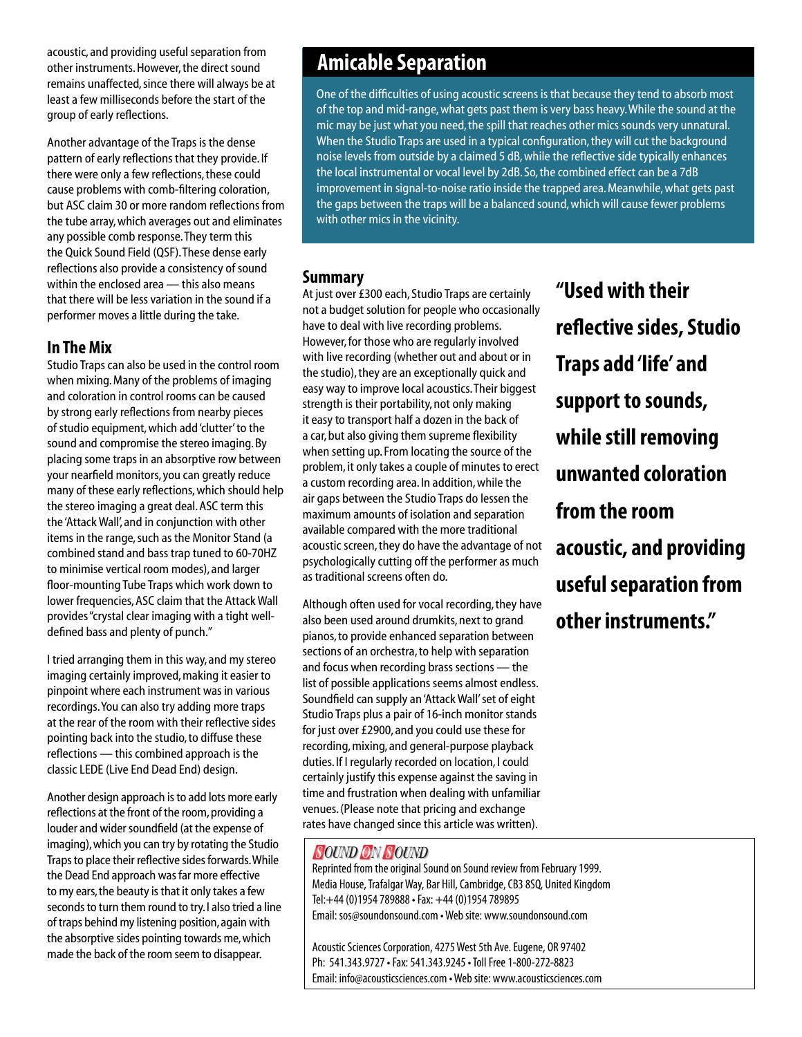acoustic, and providing useful separation from other instruments. However, the direct sound remains unaffected, since there will always be at least a few milliseconds before the start of the group of early reflections.

Another advantage of the Traps is the dense pattern of early reflections that they provide. If there were only a few reflections, these could cause problems with comb-filtering coloration, but ASC claim 30 or more random reflections from the tube array, which averages out and eliminates any possible comb response. They term this the Quick Sound Field (QSF). These dense early reflections also provide a consistency of sound within the enclosed area — this also means that there will be less variation in the sound if a performer moves a little during the take.

## In The Mix

Studio Traps can also be used in the control room when mixing. Many of the problems of imaging and coloration in control rooms can be caused by strong early reflections from nearby pieces of studio equipment, which add 'clutter' to the sound and compromise the stereo imaging. By placing some traps in an absorptive row between your nearfield monitors, you can greatly reduce many of these early reflections, which should help the stereo imaging a great deal. ASC term this the 'Attack Wall', and in conjunction with other items in the range, such as the Monitor Stand (a combined stand and bass trap tuned to 60-70HZ to minimise vertical room modes), and larger floor-mounting Tube Traps which work down to lower frequencies, ASC claim that the Attack Wall provides "crystal clear imaging with a tight well-defined bass and plenty of punch."

I tried arranging them in this way, and my stereo imaging certainly improved, making it easier to pinpoint where each instrument was in various recordings. You can also try adding more traps at the rear of the room with their reflective sides pointing back into the studio, to diffuse these reflections — this combined approach is the classic LEDE (Live End Dead End) design.

Another design approach is to add lots more early reflections at the front of the room, providing a louder and wider soundfield (at the expense of imaging), which you can try by rotating the Studio Traps to place their reflective sides forwards. While the Dead End approach was far more effective to my ears, the beauty is that it only takes a few seconds to turn them round to try. I also tried a line of traps behind my listening position, again with the absorptive sides pointing towards me, which made the back of the room seem to disappear.

## Amicable Separation

One of the difficulties of using acoustic screens is that because they tend to absorb most of the top and mid-range, what gets past them is very bass heavy. While the sound at the mic may be just what you need, the spill that reaches other mics sounds very unnatural. When the Studio Traps are used in a typical configuration, they will cut the background noise levels from outside by a claimed 5 dB, while the reflective side typically enhances the local instrumental or vocal level by 2dB. So, the combined effect can be a 7dB improvement in signal-to-noise ratio inside the trapped area. Meanwhile, what gets past the gaps between the traps will be a balanced sound, which will cause fewer problems with other mics in the vicinity.

## Summary

At just over £300 each, Studio Traps are certainly not a budget solution for people who occasionally have to deal with live recording problems. However, for those who are regularly involved with live recording (whether out and about or in the studio), they are an exceptionally quick and easy way to improve local acoustics. Their biggest strength is their portability, not only making it easy to transport half a dozen in the back of a car, but also giving them supreme flexibility when setting up. From locating the source of the problem, it only takes a couple of minutes to erect a custom recording area. In addition, while the air gaps between the Studio Traps do lessen the maximum amounts of isolation and separation available compared with the more traditional acoustic screen, they do have the advantage of not psychologically cutting off the performer as much as traditional screens often do.

Although often used for vocal recording, they have also been used around drumkits, next to grand pianos, to provide enhanced separation between sections of an orchestra, to help with separation and focus when recording brass sections — the list of possible applications seems almost endless. Soundfield can supply an 'Attack Wall' set of eight Studio Traps plus a pair of 16-inch monitor stands for just over £2900, and you could use these for recording, mixing, and general-purpose playback duties. If I regularly recorded on location, I could certainly justify this expense against the saving in time and frustration when dealing with unfamiliar venues. (Please note that pricing and exchange rates have changed since this article was written).

**"Used with their reflective sides, Studio Traps add 'life' and support to sounds, while still removing unwanted coloration from the room acoustic, and providing useful separation from other instruments."**

**SOUND ON SOUND**

Reprinted from the original Sound on Sound review from February 1999.
Media House, Trafalgar Way, Bar Hill, Cambridge, CB3 8SQ, United Kingdom
Tel:+44 (0)1954 789888 • Fax: +44 (0)1954 789895
Email: sos@soundonsound.com • Web site: www.soundonsound.com

Acoustic Sciences Corporation, 4275 West 5th Ave. Eugene, OR 97402
Ph: 541.343.9727 • Fax: 541.343.9245 • Toll Free 1-800-272-8823
Email: info@acousticsciences.com • Web site: www.acousticsciences.com